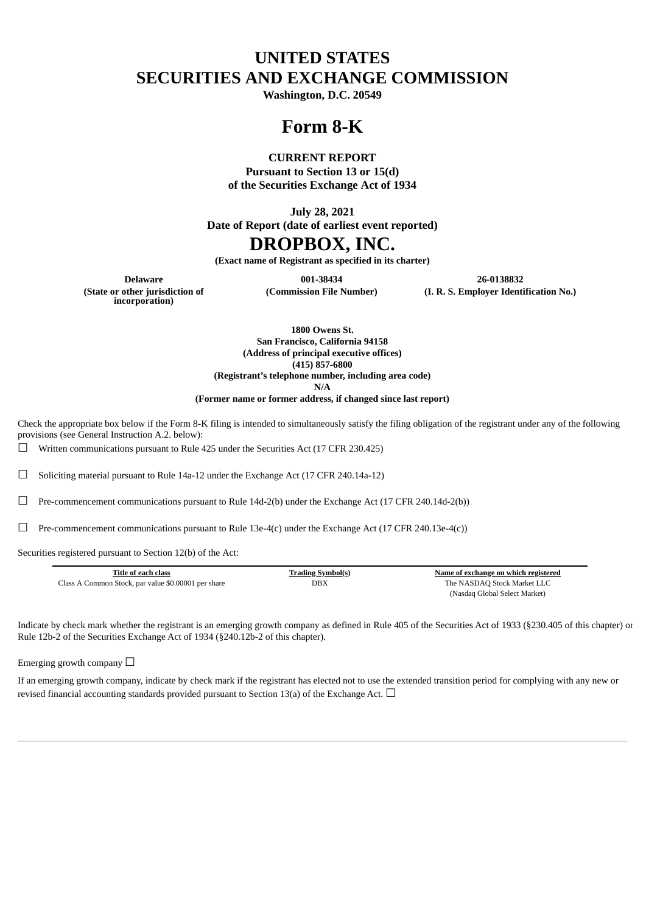# UNITED STATES
# SECURITIES AND EXCHANGE COMMISSION

**Washington, D.C. 20549**

# Form 8-K

**CURRENT REPORT**
**Pursuant to Section 13 or 15(d)**
**of the Securities Exchange Act of 1934**

**July 28, 2021**
**Date of Report (date of earliest event reported)**

# DROPBOX, INC.

**(Exact name of Registrant as specified in its charter)**

| **Delaware** | **001-38434** | **26-0138832** |
|---|---|---|
| **(State or other jurisdiction of incorporation)** | **(Commission File Number)** | **(I. R. S. Employer Identification No.)** |

**1800 Owens St.**
**San Francisco, California 94158**
**(Address of principal executive offices)**
**(415) 857-6800**
**(Registrant's telephone number, including area code)**
**N/A**
**(Former name or former address, if changed since last report)**

Check the appropriate box below if the Form 8-K filing is intended to simultaneously satisfy the filing obligation of the registrant under any of the following provisions (see General Instruction A.2. below):

☐ Written communications pursuant to Rule 425 under the Securities Act (17 CFR 230.425)

☐ Soliciting material pursuant to Rule 14a-12 under the Exchange Act (17 CFR 240.14a-12)

☐ Pre-commencement communications pursuant to Rule 14d-2(b) under the Exchange Act (17 CFR 240.14d-2(b))

☐ Pre-commencement communications pursuant to Rule 13e-4(c) under the Exchange Act (17 CFR 240.13e-4(c))

Securities registered pursuant to Section 12(b) of the Act:

| Title of each class | Trading Symbol(s) | Name of exchange on which registered |
|---|---|---|
| Class A Common Stock, par value $0.00001 per share | DBX | The NASDAQ Stock Market LLC (Nasdaq Global Select Market) |

Indicate by check mark whether the registrant is an emerging growth company as defined in Rule 405 of the Securities Act of 1933 (§230.405 of this chapter) or Rule 12b-2 of the Securities Exchange Act of 1934 (§240.12b-2 of this chapter).

Emerging growth company ☐

If an emerging growth company, indicate by check mark if the registrant has elected not to use the extended transition period for complying with any new or revised financial accounting standards provided pursuant to Section 13(a) of the Exchange Act. ☐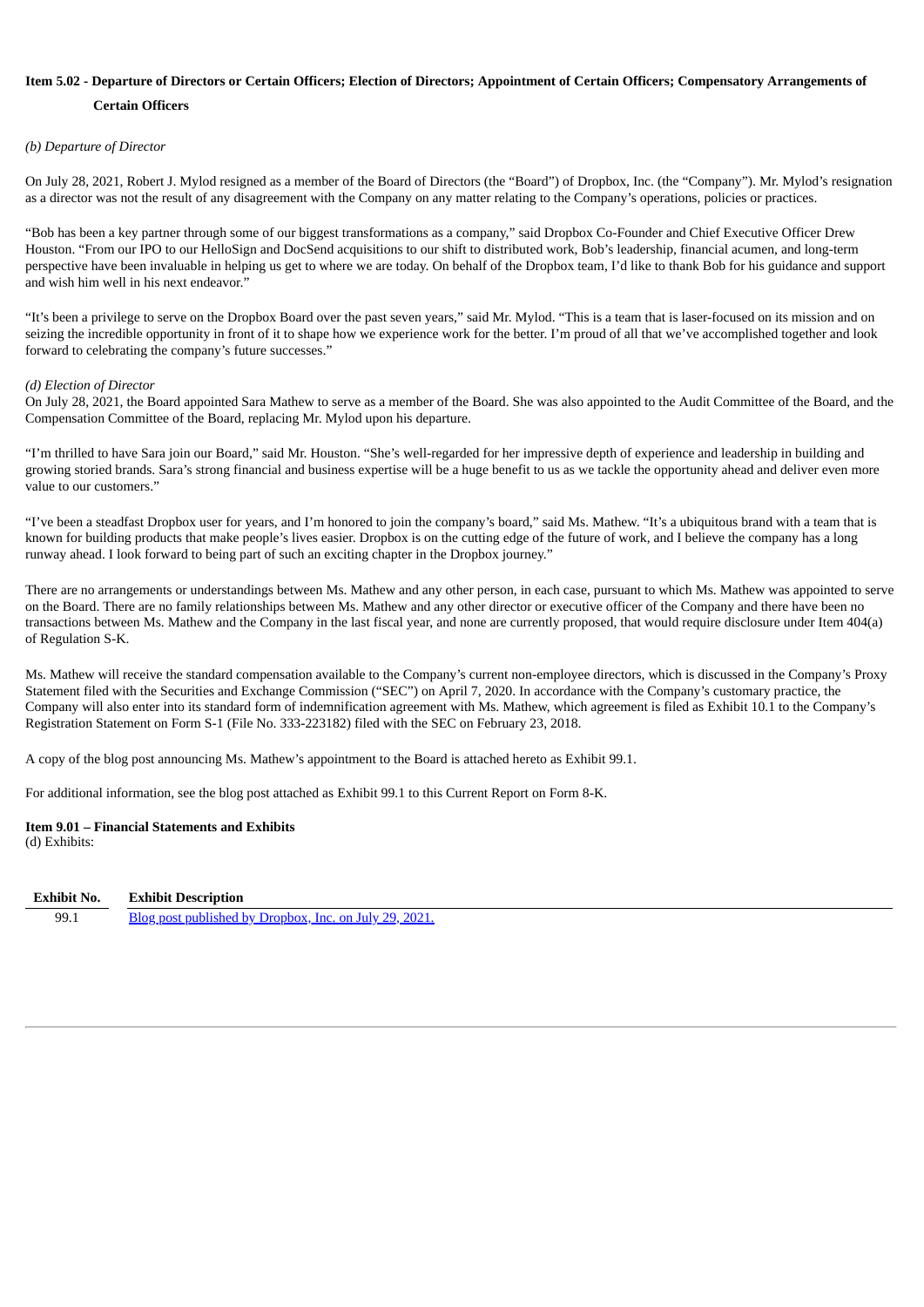## Item 5.02 - Departure of Directors or Certain Officers; Election of Directors; Appointment of Certain Officers; Compensatory Arrangements of Certain Officers

*(b) Departure of Director*

On July 28, 2021, Robert J. Mylod resigned as a member of the Board of Directors (the "Board") of Dropbox, Inc. (the "Company"). Mr. Mylod's resignation as a director was not the result of any disagreement with the Company on any matter relating to the Company's operations, policies or practices.

"Bob has been a key partner through some of our biggest transformations as a company," said Dropbox Co-Founder and Chief Executive Officer Drew Houston. "From our IPO to our HelloSign and DocSend acquisitions to our shift to distributed work, Bob's leadership, financial acumen, and long-term perspective have been invaluable in helping us get to where we are today. On behalf of the Dropbox team, I'd like to thank Bob for his guidance and support and wish him well in his next endeavor."

"It's been a privilege to serve on the Dropbox Board over the past seven years," said Mr. Mylod. "This is a team that is laser-focused on its mission and on seizing the incredible opportunity in front of it to shape how we experience work for the better. I'm proud of all that we've accomplished together and look forward to celebrating the company's future successes."

*(d) Election of Director*

On July 28, 2021, the Board appointed Sara Mathew to serve as a member of the Board. She was also appointed to the Audit Committee of the Board, and the Compensation Committee of the Board, replacing Mr. Mylod upon his departure.

"I'm thrilled to have Sara join our Board," said Mr. Houston. "She's well-regarded for her impressive depth of experience and leadership in building and growing storied brands. Sara's strong financial and business expertise will be a huge benefit to us as we tackle the opportunity ahead and deliver even more value to our customers."

"I've been a steadfast Dropbox user for years, and I'm honored to join the company's board," said Ms. Mathew. "It's a ubiquitous brand with a team that is known for building products that make people's lives easier. Dropbox is on the cutting edge of the future of work, and I believe the company has a long runway ahead. I look forward to being part of such an exciting chapter in the Dropbox journey."

There are no arrangements or understandings between Ms. Mathew and any other person, in each case, pursuant to which Ms. Mathew was appointed to serve on the Board. There are no family relationships between Ms. Mathew and any other director or executive officer of the Company and there have been no transactions between Ms. Mathew and the Company in the last fiscal year, and none are currently proposed, that would require disclosure under Item 404(a) of Regulation S-K.

Ms. Mathew will receive the standard compensation available to the Company's current non-employee directors, which is discussed in the Company's Proxy Statement filed with the Securities and Exchange Commission ("SEC") on April 7, 2020. In accordance with the Company's customary practice, the Company will also enter into its standard form of indemnification agreement with Ms. Mathew, which agreement is filed as Exhibit 10.1 to the Company's Registration Statement on Form S-1 (File No. 333-223182) filed with the SEC on February 23, 2018.

A copy of the blog post announcing Ms. Mathew's appointment to the Board is attached hereto as Exhibit 99.1.

For additional information, see the blog post attached as Exhibit 99.1 to this Current Report on Form 8-K.

## Item 9.01 – Financial Statements and Exhibits

(d) Exhibits:

| Exhibit No. | Exhibit Description |
|---|---|
| 99.1 | Blog post published by Dropbox, Inc. on July 29, 2021. |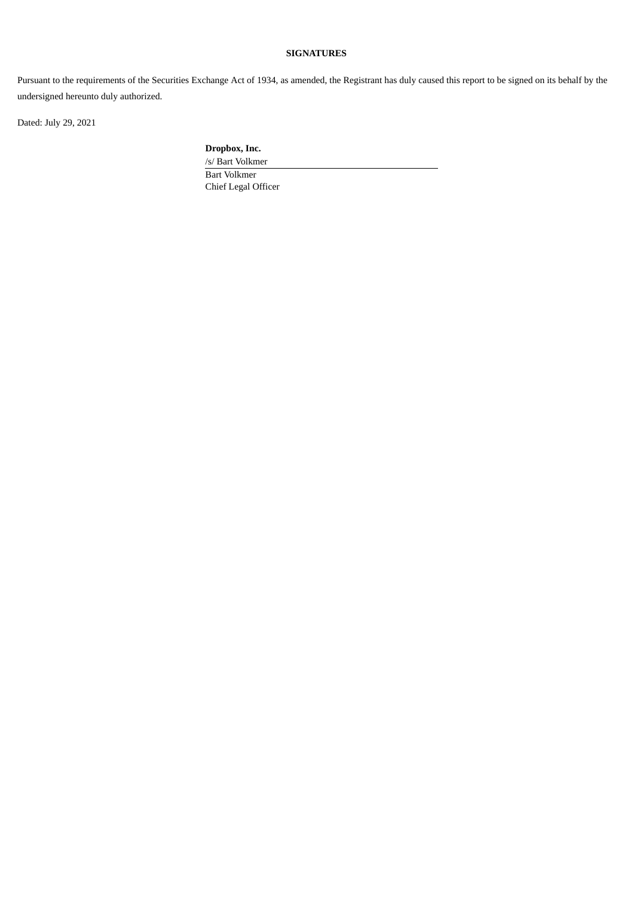**SIGNATURES**

Pursuant to the requirements of the Securities Exchange Act of 1934, as amended, the Registrant has duly caused this report to be signed on its behalf by the undersigned hereunto duly authorized.

Dated: July 29, 2021

**Dropbox, Inc.**

/s/ Bart Volkmer

Bart Volkmer
Chief Legal Officer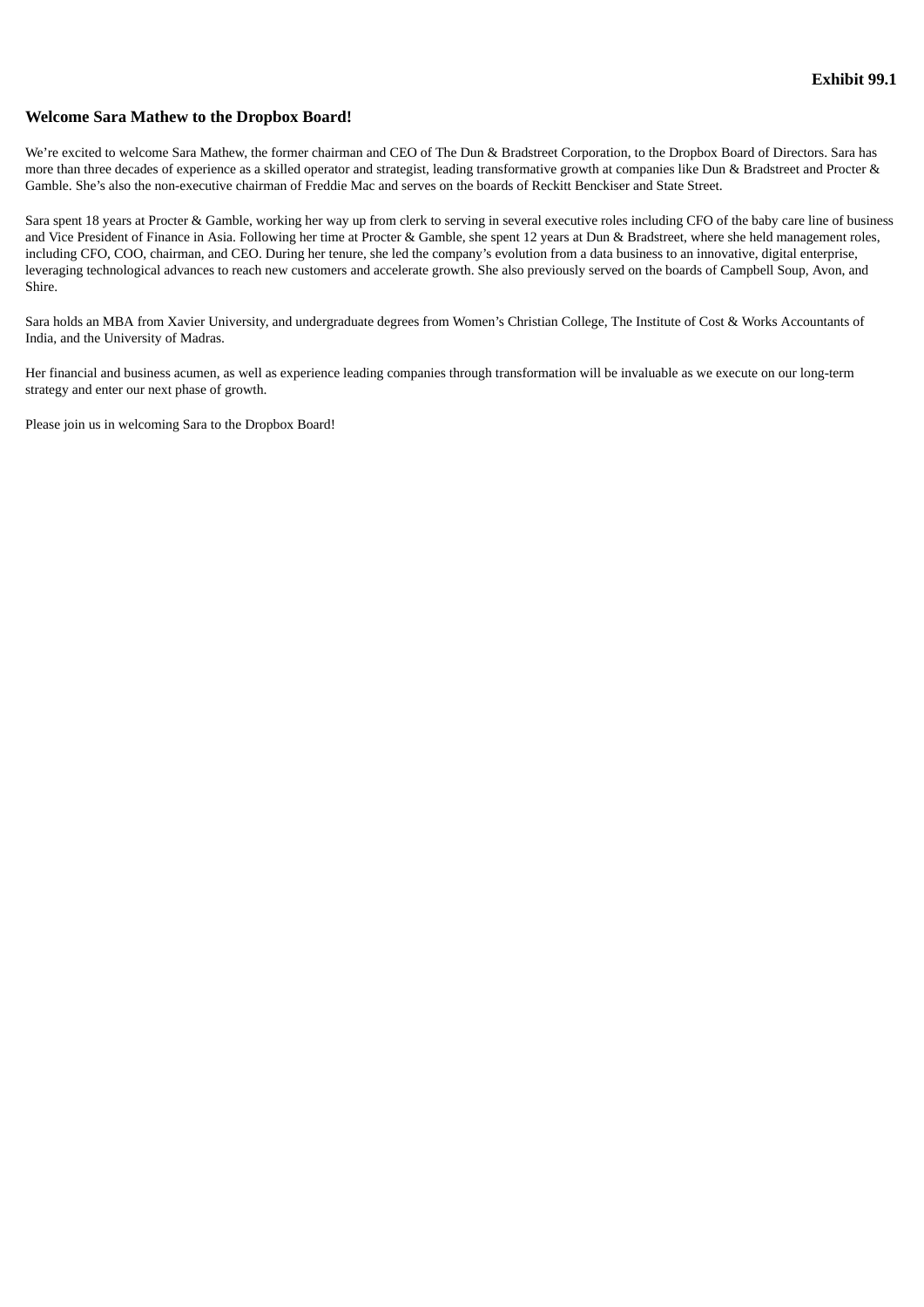**Exhibit 99.1**

## Welcome Sara Mathew to the Dropbox Board!

We're excited to welcome Sara Mathew, the former chairman and CEO of The Dun & Bradstreet Corporation, to the Dropbox Board of Directors. Sara has more than three decades of experience as a skilled operator and strategist, leading transformative growth at companies like Dun & Bradstreet and Procter & Gamble. She's also the non-executive chairman of Freddie Mac and serves on the boards of Reckitt Benckiser and State Street.

Sara spent 18 years at Procter & Gamble, working her way up from clerk to serving in several executive roles including CFO of the baby care line of business and Vice President of Finance in Asia. Following her time at Procter & Gamble, she spent 12 years at Dun & Bradstreet, where she held management roles, including CFO, COO, chairman, and CEO. During her tenure, she led the company's evolution from a data business to an innovative, digital enterprise, leveraging technological advances to reach new customers and accelerate growth. She also previously served on the boards of Campbell Soup, Avon, and Shire.

Sara holds an MBA from Xavier University, and undergraduate degrees from Women's Christian College, The Institute of Cost & Works Accountants of India, and the University of Madras.

Her financial and business acumen, as well as experience leading companies through transformation will be invaluable as we execute on our long-term strategy and enter our next phase of growth.

Please join us in welcoming Sara to the Dropbox Board!